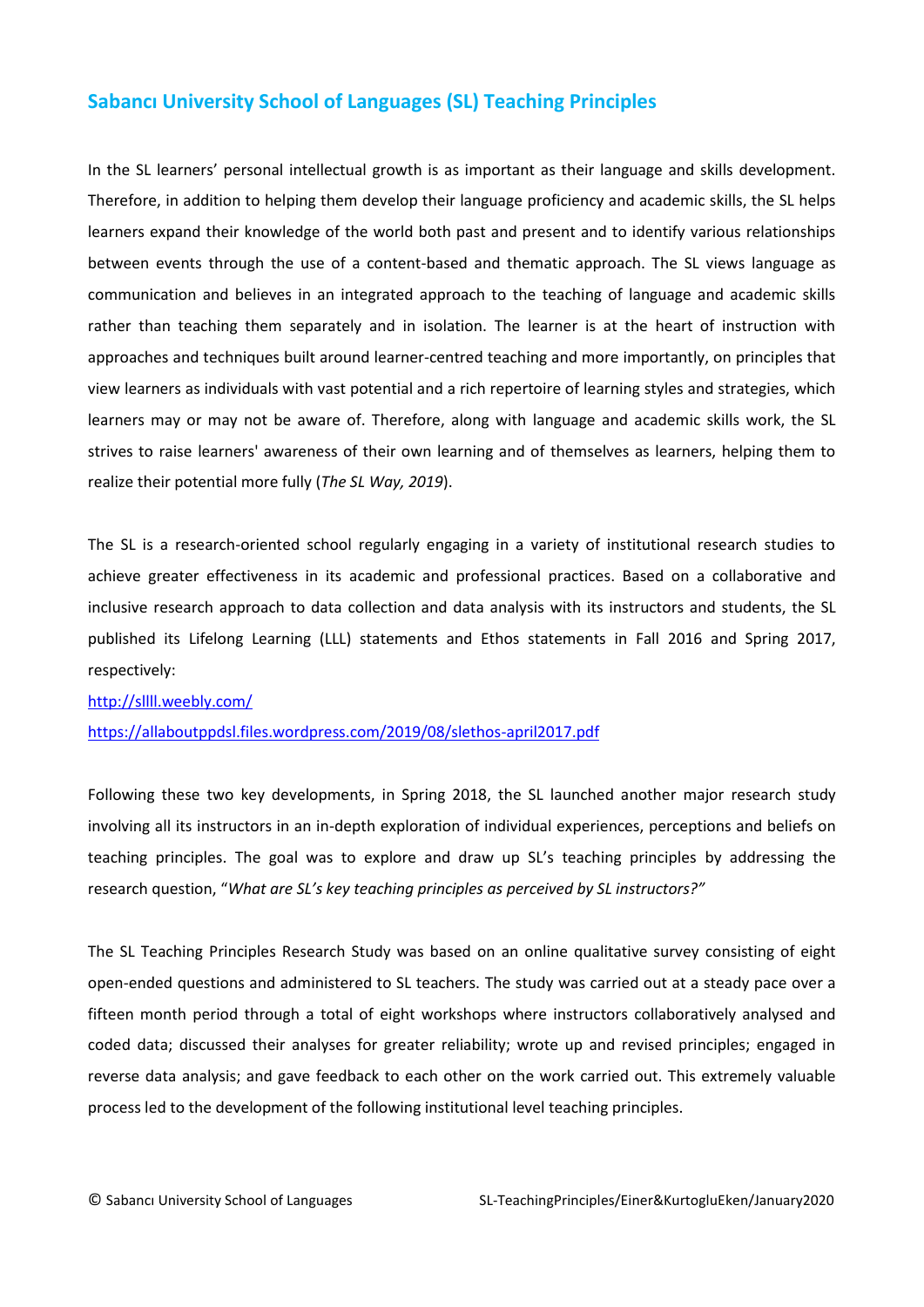# Sabancı University School of Languages (SL) Teaching Principles

In the SL learners' personal intellectual growth is as important as their language and skills development. Therefore, in addition to helping them develop their language proficiency and academic skills, the SL helps learners expand their knowledge of the world both past and present and to identify various relationships between events through the use of a content-based and thematic approach. The SL views language as communication and believes in an integrated approach to the teaching of language and academic skills rather than teaching them separately and in isolation. The learner is at the heart of instruction with approaches and techniques built around learner-centred teaching and more importantly, on principles that view learners as individuals with vast potential and a rich repertoire of learning styles and strategies, which learners may or may not be aware of. Therefore, along with language and academic skills work, the SL strives to raise learners' awareness of their own learning and of themselves as learners, helping them to realize their potential more fully (*The SL Way, 2019*).

The SL is a research-oriented school regularly engaging in a variety of institutional research studies to achieve greater effectiveness in its academic and professional practices. Based on a collaborative and inclusive research approach to data collection and data analysis with its instructors and students, the SL published its Lifelong Learning (LLL) statements and Ethos statements in Fall 2016 and Spring 2017, respectively:

http://sllll.weebly.com/

https://allaboutppdsl.files.wordpress.com/2019/08/slethos-april2017.pdf

Following these two key developments, in Spring 2018, the SL launched another major research study involving all its instructors in an in-depth exploration of individual experiences, perceptions and beliefs on teaching principles. The goal was to explore and draw up SL's teaching principles by addressing the research question, "*What are SL's key teaching principles as perceived by SL instructors?"*

The SL Teaching Principles Research Study was based on an online qualitative survey consisting of eight open-ended questions and administered to SL teachers. The study was carried out at a steady pace over a fifteen month period through a total of eight workshops where instructors collaboratively analysed and coded data; discussed their analyses for greater reliability; wrote up and revised principles; engaged in reverse data analysis; and gave feedback to each other on the work carried out. This extremely valuable process led to the development of the following institutional level teaching principles.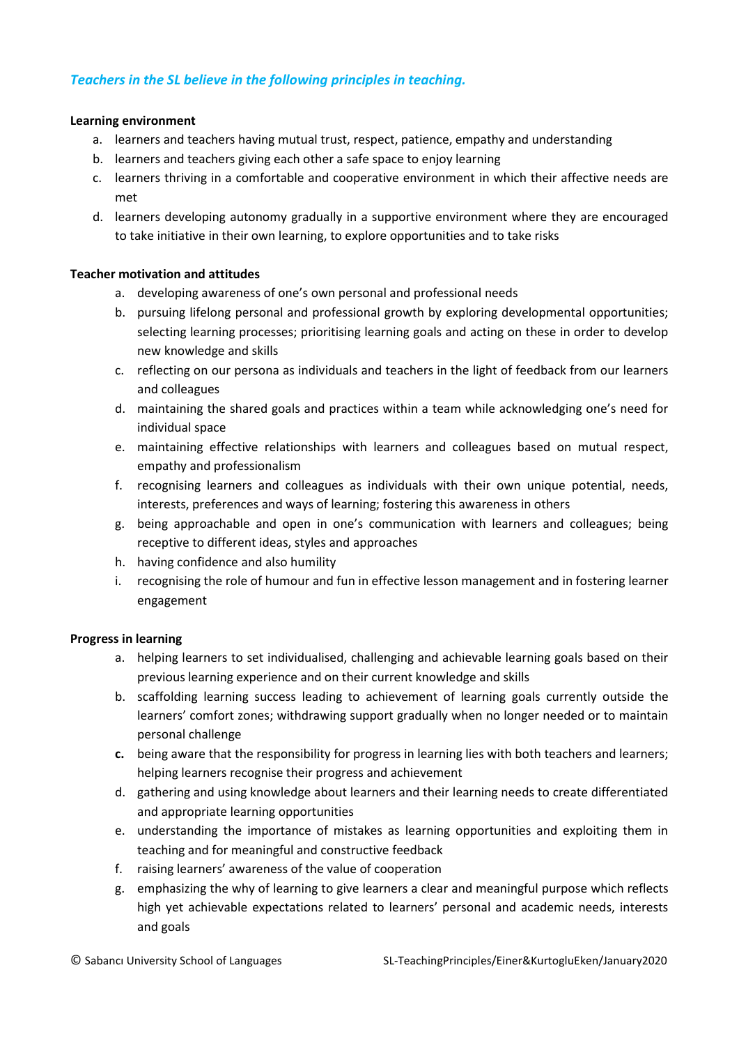*Teachers in the SL believe in the following principles in teaching.*

**Learning environment**

a. learners and teachers having mutual trust, respect, patience, empathy and understanding
b. learners and teachers giving each other a safe space to enjoy learning
c. learners thriving in a comfortable and cooperative environment in which their affective needs are met
d. learners developing autonomy gradually in a supportive environment where they are encouraged to take initiative in their own learning, to explore opportunities and to take risks

**Teacher motivation and attitudes**

a. developing awareness of one's own personal and professional needs
b. pursuing lifelong personal and professional growth by exploring developmental opportunities; selecting learning processes; prioritising learning goals and acting on these in order to develop new knowledge and skills
c. reflecting on our persona as individuals and teachers in the light of feedback from our learners and colleagues
d. maintaining the shared goals and practices within a team while acknowledging one's need for individual space
e. maintaining effective relationships with learners and colleagues based on mutual respect, empathy and professionalism
f. recognising learners and colleagues as individuals with their own unique potential, needs, interests, preferences and ways of learning; fostering this awareness in others
g. being approachable and open in one's communication with learners and colleagues; being receptive to different ideas, styles and approaches
h. having confidence and also humility
i. recognising the role of humour and fun in effective lesson management and in fostering learner engagement

**Progress in learning**

a. helping learners to set individualised, challenging and achievable learning goals based on their previous learning experience and on their current knowledge and skills
b. scaffolding learning success leading to achievement of learning goals currently outside the learners' comfort zones; withdrawing support gradually when no longer needed or to maintain personal challenge
c. being aware that the responsibility for progress in learning lies with both teachers and learners; helping learners recognise their progress and achievement
d. gathering and using knowledge about learners and their learning needs to create differentiated and appropriate learning opportunities
e. understanding the importance of mistakes as learning opportunities and exploiting them in teaching and for meaningful and constructive feedback
f. raising learners' awareness of the value of cooperation
g. emphasizing the why of learning to give learners a clear and meaningful purpose which reflects high yet achievable expectations related to learners' personal and academic needs, interests and goals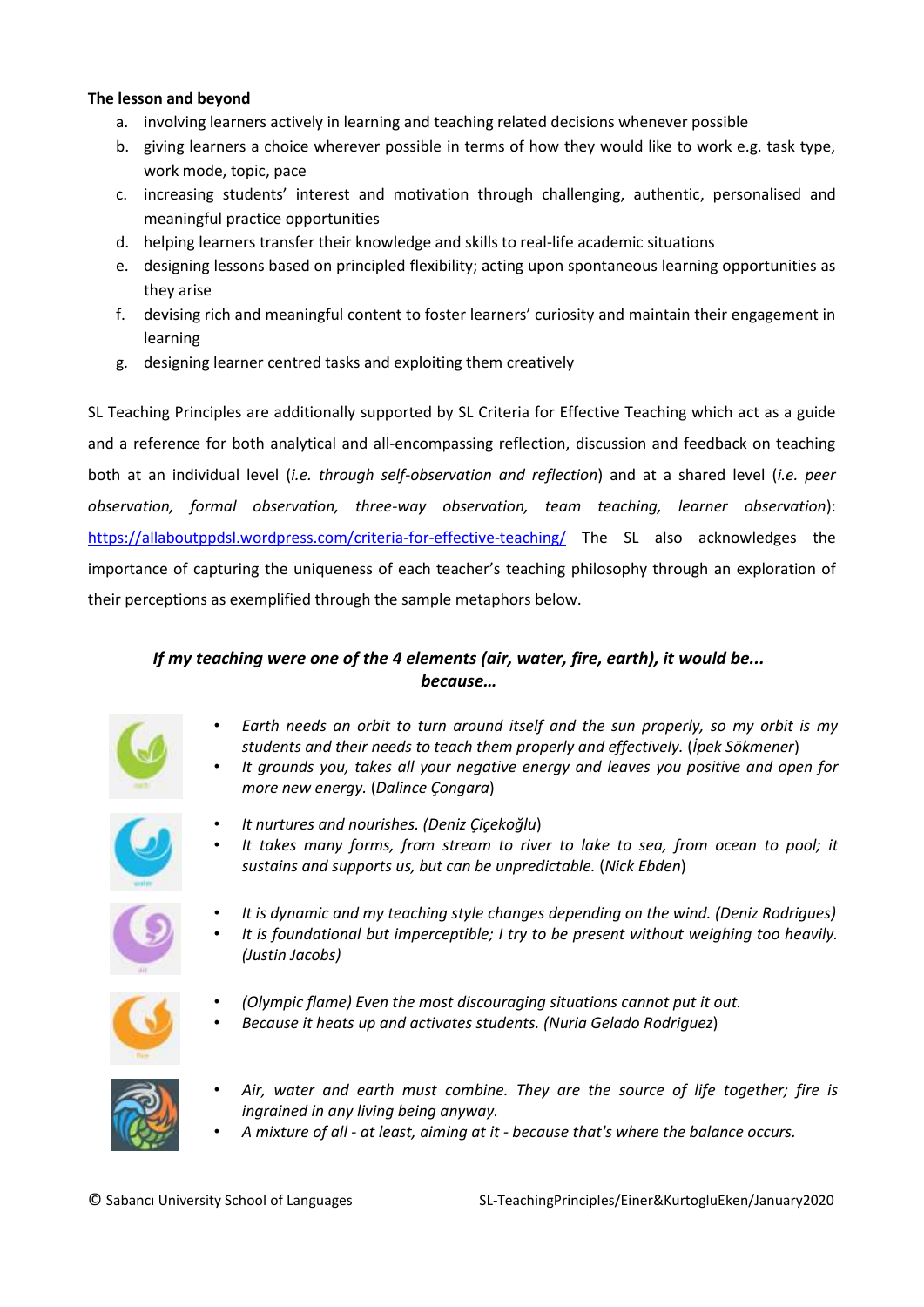**The lesson and beyond**

a. involving learners actively in learning and teaching related decisions whenever possible
b. giving learners a choice wherever possible in terms of how they would like to work e.g. task type, work mode, topic, pace
c. increasing students' interest and motivation through challenging, authentic, personalised and meaningful practice opportunities
d. helping learners transfer their knowledge and skills to real-life academic situations
e. designing lessons based on principled flexibility; acting upon spontaneous learning opportunities as they arise
f. devising rich and meaningful content to foster learners' curiosity and maintain their engagement in learning
g. designing learner centred tasks and exploiting them creatively

SL Teaching Principles are additionally supported by SL Criteria for Effective Teaching which act as a guide and a reference for both analytical and all-encompassing reflection, discussion and feedback on teaching both at an individual level (*i.e. through self-observation and reflection*) and at a shared level (*i.e. peer observation, formal observation, three-way observation, team teaching, learner observation*): https://allaboutppdsl.wordpress.com/criteria-for-effective-teaching/ The SL also acknowledges the importance of capturing the uniqueness of each teacher's teaching philosophy through an exploration of their perceptions as exemplified through the sample metaphors below.

***If my teaching were one of the 4 elements (air, water, fire, earth), it would be... because…***

- *Earth needs an orbit to turn around itself and the sun properly, so my orbit is my students and their needs to teach them properly and effectively.* (*İpek Sökmener*)
- *It grounds you, takes all your negative energy and leaves you positive and open for more new energy.* (*Dalince Çongara*)

- *It nurtures and nourishes.* (*Deniz Çiçekoğlu*)
- *It takes many forms, from stream to river to lake to sea, from ocean to pool; it sustains and supports us, but can be unpredictable.* (*Nick Ebden*)

- *It is dynamic and my teaching style changes depending on the wind. (Deniz Rodrigues)*
- *It is foundational but imperceptible; I try to be present without weighing too heavily. (Justin Jacobs)*

- *(Olympic flame) Even the most discouraging situations cannot put it out.*
- *Because it heats up and activates students. (Nuria Gelado Rodriguez)*

- *Air, water and earth must combine. They are the source of life together; fire is ingrained in any living being anyway.*
- *A mixture of all - at least, aiming at it - because that's where the balance occurs.*

© Sabancı University School of Languages SL-TeachingPrinciples/Einer&KurtogluEken/January2020